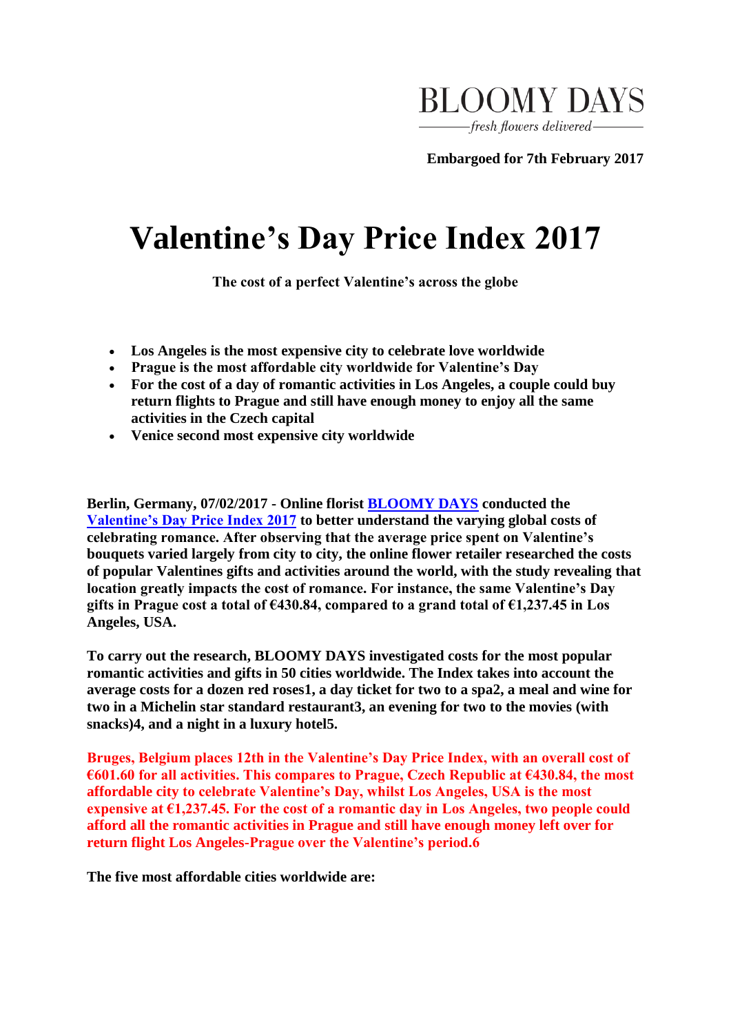BLOOMY DAYS

*fresh flowers delivered*

**Embargoed for 7th February 2017**

# Valentine's Day Price Index 2017

**The cost of a perfect Valentine's across the globe**

- **Los Angeles is the most expensive city to celebrate love worldwide**
- **Prague is the most affordable city worldwide for Valentine's Day**
- **For the cost of a day of romantic activities in Los Angeles, a couple could buy return flights to Prague and still have enough money to enjoy all the same activities in the Czech capital**
- **Venice second most expensive city worldwide**

**Berlin, Germany, 07/02/2017 - Online florist BLOOMY DAYS conducted the Valentine's Day Price Index 2017 to better understand the varying global costs of celebrating romance. After observing that the average price spent on Valentine's bouquets varied largely from city to city, the online flower retailer researched the costs of popular Valentines gifts and activities around the world, with the study revealing that location greatly impacts the cost of romance. For instance, the same Valentine's Day gifts in Prague cost a total of €430.84, compared to a grand total of €1,237.45 in Los Angeles, USA.**

**To carry out the research, BLOOMY DAYS investigated costs for the most popular romantic activities and gifts in 50 cities worldwide. The Index takes into account the average costs for a dozen red roses[1], a day ticket for two to a spa[2], a meal and wine for two in a Michelin star standard restaurant[3], an evening for two to the movies (with snacks)[4], and a night in a luxury hotel[5].**

**Bruges, Belgium places 12th in the Valentine's Day Price Index, with an overall cost of €601.60 for all activities. This compares to Prague, Czech Republic at €430.84, the most affordable city to celebrate Valentine's Day, whilst Los Angeles, USA is the most expensive at €1,237.45. For the cost of a romantic day in Los Angeles, two people could afford all the romantic activities in Prague and still have enough money left over for return flight Los Angeles-Prague over the Valentine's period.[6]**

**The five most affordable cities worldwide are:**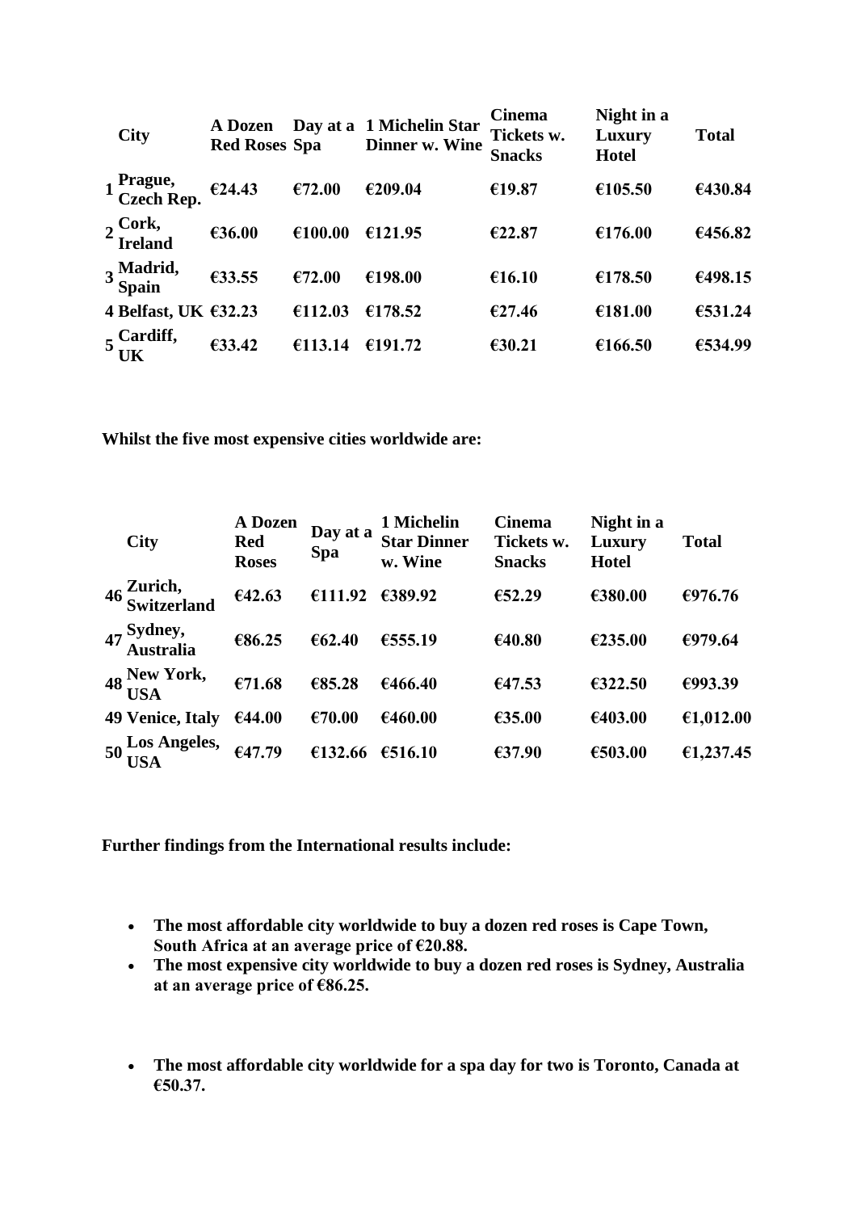| | City | A Dozen Red Roses | Day at a Spa | 1 Michelin Star Dinner w. Wine | Cinema Tickets w. Snacks | Night in a Luxury Hotel | Total |
|---|---|---|---|---|---|---|---|
| 1 | Prague, Czech Rep. | €24.43 | €72.00 | €209.04 | €19.87 | €105.50 | €430.84 |
| 2 | Cork, Ireland | €36.00 | €100.00 | €121.95 | €22.87 | €176.00 | €456.82 |
| 3 | Madrid, Spain | €33.55 | €72.00 | €198.00 | €16.10 | €178.50 | €498.15 |
| 4 | Belfast, UK | €32.23 | €112.03 | €178.52 | €27.46 | €181.00 | €531.24 |
| 5 | Cardiff, UK | €33.42 | €113.14 | €191.72 | €30.21 | €166.50 | €534.99 |

**Whilst the five most expensive cities worldwide are:**

| | City | A Dozen Red Roses | Day at a Spa | 1 Michelin Star Dinner w. Wine | Cinema Tickets w. Snacks | Night in a Luxury Hotel | Total |
|---|---|---|---|---|---|---|---|
| 46 | Zurich, Switzerland | €42.63 | €111.92 | €389.92 | €52.29 | €380.00 | €976.76 |
| 47 | Sydney, Australia | €86.25 | €62.40 | €555.19 | €40.80 | €235.00 | €979.64 |
| 48 | New York, USA | €71.68 | €85.28 | €466.40 | €47.53 | €322.50 | €993.39 |
| 49 | Venice, Italy | €44.00 | €70.00 | €460.00 | €35.00 | €403.00 | €1,012.00 |
| 50 | Los Angeles, USA | €47.79 | €132.66 | €516.10 | €37.90 | €503.00 | €1,237.45 |

**Further findings from the International results include:**

- **The most affordable city worldwide to buy a dozen red roses is Cape Town, South Africa at an average price of €20.88.**
- **The most expensive city worldwide to buy a dozen red roses is Sydney, Australia at an average price of €86.25.**

- **The most affordable city worldwide for a spa day for two is Toronto, Canada at €50.37.**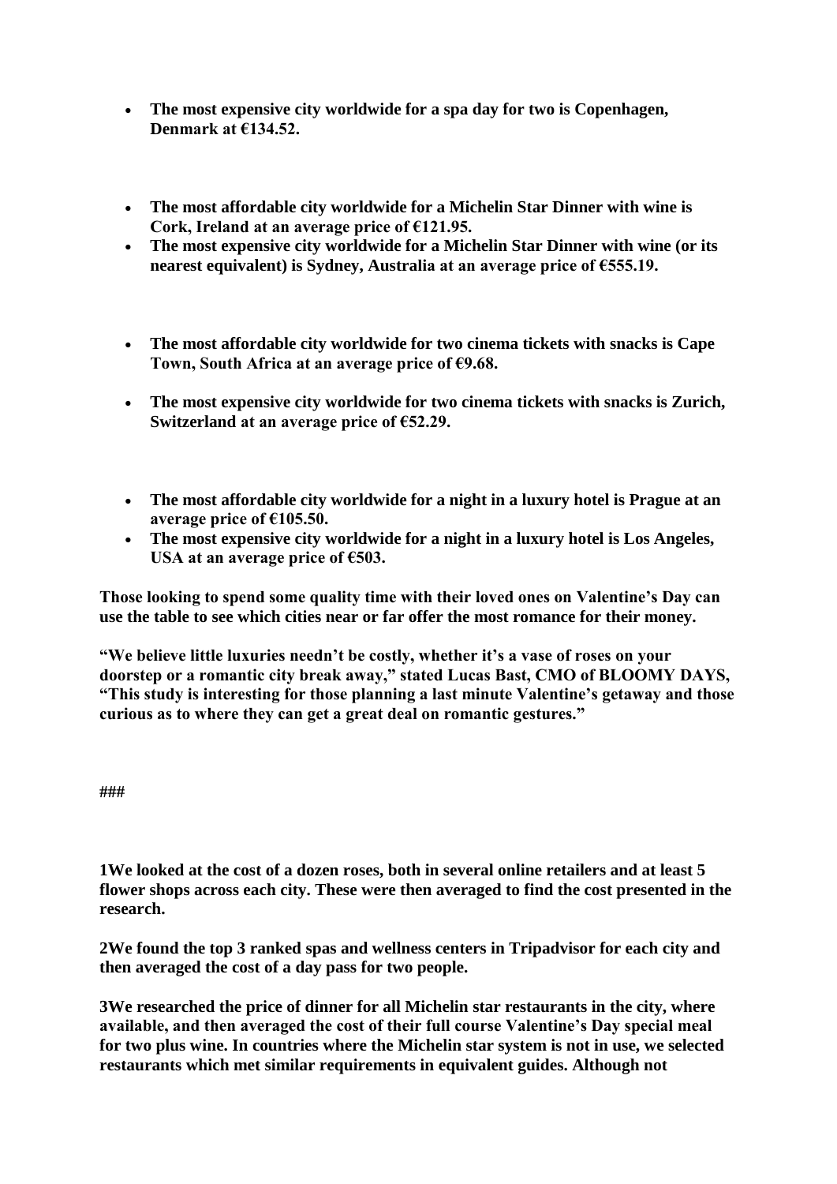- **The most expensive city worldwide for a spa day for two is Copenhagen, Denmark at €134.52.**

- **The most affordable city worldwide for a Michelin Star Dinner with wine is Cork, Ireland at an average price of €121.95.**
- **The most expensive city worldwide for a Michelin Star Dinner with wine (or its nearest equivalent) is Sydney, Australia at an average price of €555.19.**

- **The most affordable city worldwide for two cinema tickets with snacks is Cape Town, South Africa at an average price of €9.68.**

- **The most expensive city worldwide for two cinema tickets with snacks is Zurich, Switzerland at an average price of €52.29.**

- **The most affordable city worldwide for a night in a luxury hotel is Prague at an average price of €105.50.**
- **The most expensive city worldwide for a night in a luxury hotel is Los Angeles, USA at an average price of €503.**

**Those looking to spend some quality time with their loved ones on Valentine's Day can use the table to see which cities near or far offer the most romance for their money.**

**"We believe little luxuries needn't be costly, whether it's a vase of roses on your doorstep or a romantic city break away," stated Lucas Bast, CMO of BLOOMY DAYS, "This study is interesting for those planning a last minute Valentine's getaway and those curious as to where they can get a great deal on romantic gestures."**

**###**

**1We looked at the cost of a dozen roses, both in several online retailers and at least 5 flower shops across each city. These were then averaged to find the cost presented in the research.**

**2We found the top 3 ranked spas and wellness centers in Tripadvisor for each city and then averaged the cost of a day pass for two people.**

**3We researched the price of dinner for all Michelin star restaurants in the city, where available, and then averaged the cost of their full course Valentine's Day special meal for two plus wine. In countries where the Michelin star system is not in use, we selected restaurants which met similar requirements in equivalent guides. Although not**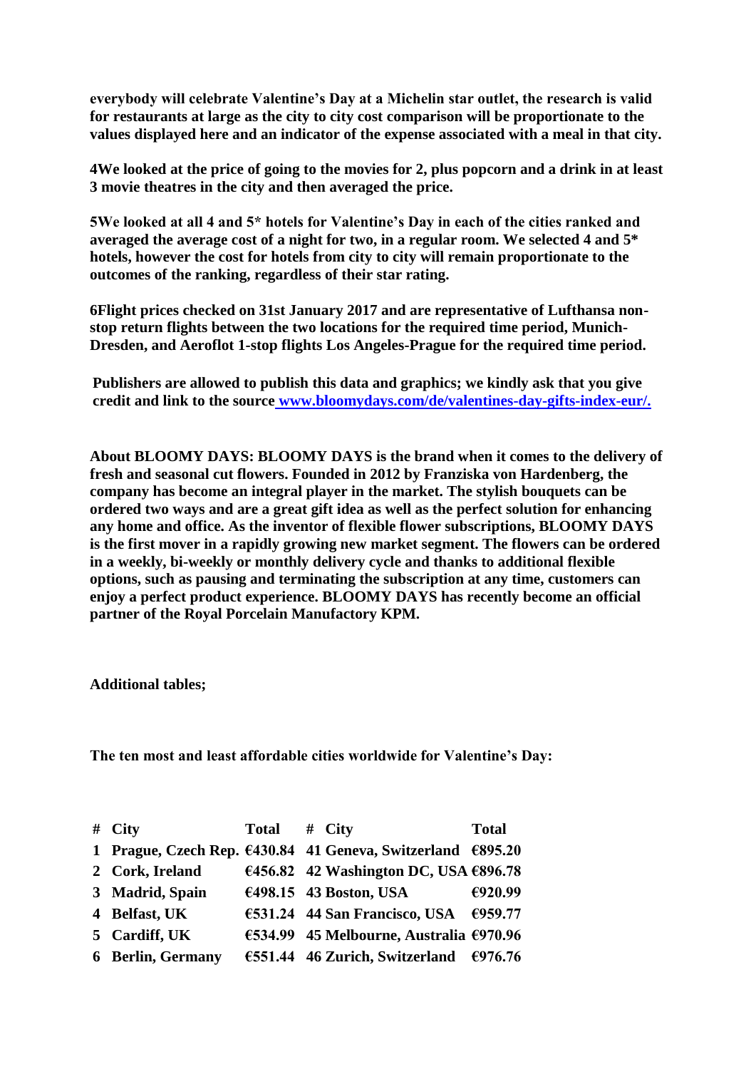**everybody will celebrate Valentine's Day at a Michelin star outlet, the research is valid for restaurants at large as the city to city cost comparison will be proportionate to the values displayed here and an indicator of the expense associated with a meal in that city.**

**4We looked at the price of going to the movies for 2, plus popcorn and a drink in at least 3 movie theatres in the city and then averaged the price.**

**5We looked at all 4 and 5* hotels for Valentine's Day in each of the cities ranked and averaged the average cost of a night for two, in a regular room. We selected 4 and 5* hotels, however the cost for hotels from city to city will remain proportionate to the outcomes of the ranking, regardless of their star rating.**

**6Flight prices checked on 31st January 2017 and are representative of Lufthansa non-stop return flights between the two locations for the required time period, Munich-Dresden, and Aeroflot 1-stop flights Los Angeles-Prague for the required time period.**

**Publishers are allowed to publish this data and graphics; we kindly ask that you give credit and link to the source [www.bloomydays.com/de/valentines-day-gifts-index-eur/.](www.bloomydays.com/de/valentines-day-gifts-index-eur/)**

**About BLOOMY DAYS: BLOOMY DAYS is the brand when it comes to the delivery of fresh and seasonal cut flowers. Founded in 2012 by Franziska von Hardenberg, the company has become an integral player in the market. The stylish bouquets can be ordered two ways and are a great gift idea as well as the perfect solution for enhancing any home and office. As the inventor of flexible flower subscriptions, BLOOMY DAYS is the first mover in a rapidly growing new market segment. The flowers can be ordered in a weekly, bi-weekly or monthly delivery cycle and thanks to additional flexible options, such as pausing and terminating the subscription at any time, customers can enjoy a perfect product experience. BLOOMY DAYS has recently become an official partner of the Royal Porcelain Manufactory KPM.**

**Additional tables;**

**The ten most and least affordable cities worldwide for Valentine's Day:**

| # | City | Total | # | City | Total |
|---|---|---|---|---|---|
| 1 | Prague, Czech Rep. | €430.84 | 41 | Geneva, Switzerland | €895.20 |
| 2 | Cork, Ireland | €456.82 | 42 | Washington DC, USA | €896.78 |
| 3 | Madrid, Spain | €498.15 | 43 | Boston, USA | €920.99 |
| 4 | Belfast, UK | €531.24 | 44 | San Francisco, USA | €959.77 |
| 5 | Cardiff, UK | €534.99 | 45 | Melbourne, Australia | €970.96 |
| 6 | Berlin, Germany | €551.44 | 46 | Zurich, Switzerland | €976.76 |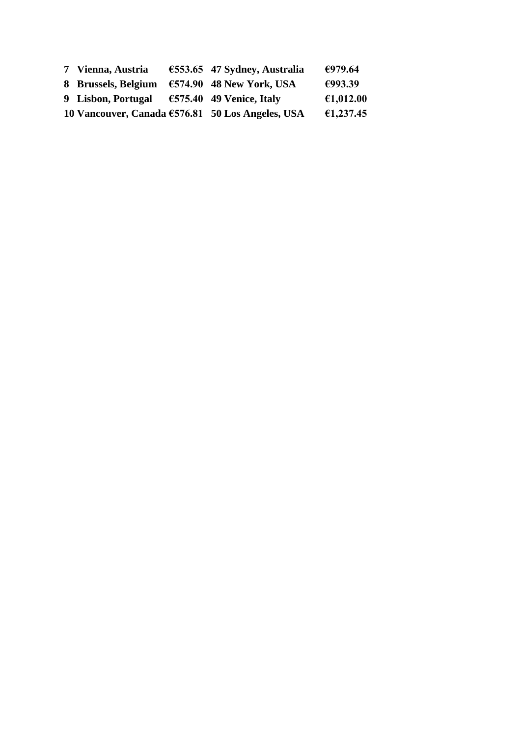| | | | | | |
|---|---|---|---|---|---|
| **7** | **Vienna, Austria** | **€553.65** | **47** | **Sydney, Australia** | **€979.64** |
| **8** | **Brussels, Belgium** | **€574.90** | **48** | **New York, USA** | **€993.39** |
| **9** | **Lisbon, Portugal** | **€575.40** | **49** | **Venice, Italy** | **€1,012.00** |
| **10** | **Vancouver, Canada** | **€576.81** | **50** | **Los Angeles, USA** | **€1,237.45** |